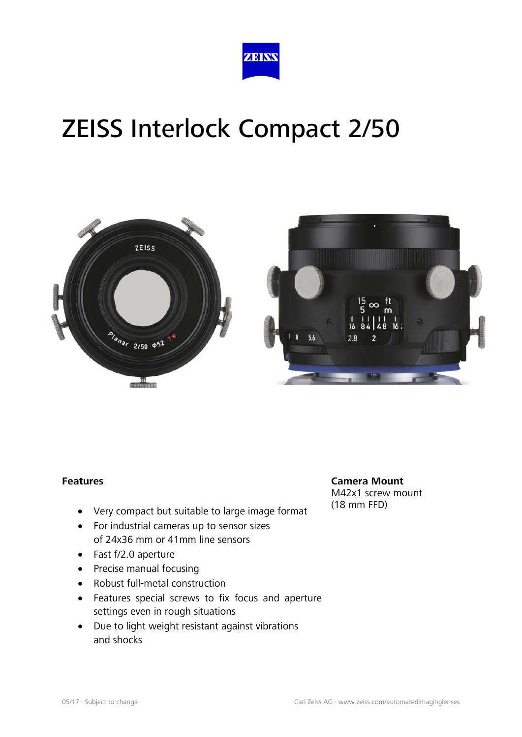# ZEISS Interlock Compact 2/50

## Features

- Very compact but suitable to large image format
- For industrial cameras up to sensor sizes of 24x36 mm or 41mm line sensors
- Fast f/2.0 aperture
- Precise manual focusing
- Robust full-metal construction
- Features special screws to fix focus and aperture settings even in rough situations
- Due to light weight resistant against vibrations and shocks

## Camera Mount

M42x1 screw mount (18 mm FFD)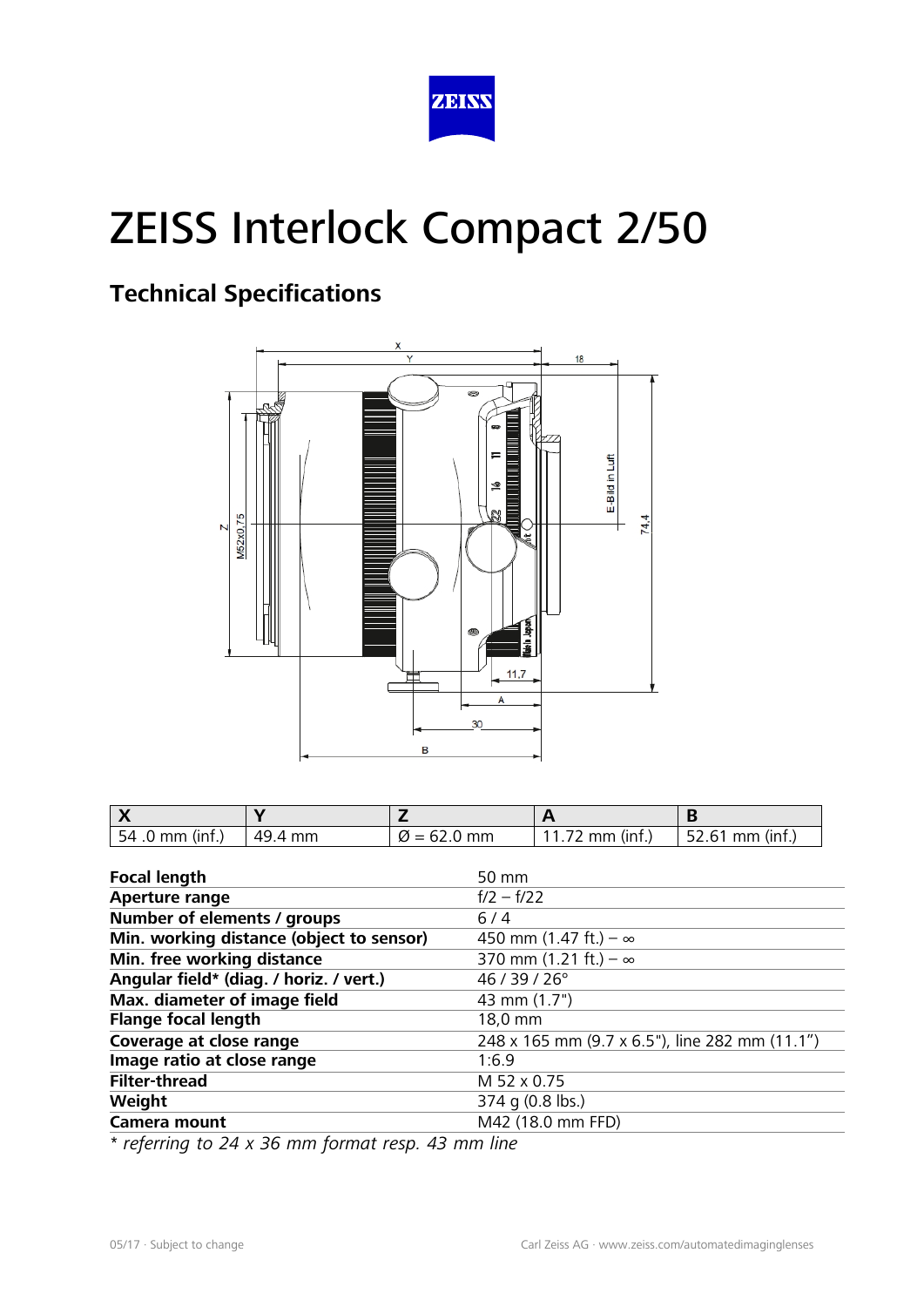# ZEISS Interlock Compact 2/50

## Technical Specifications

| X | Y | Z | A | B |
|---|---|---|---|---|
| 54 .0 mm (inf.) | 49.4 mm | Ø = 62.0 mm | 11.72 mm (inf.) | 52.61 mm (inf.) |

| | |
|---|---|
| **Focal length** | 50 mm |
| **Aperture range** | f/2 – f/22 |
| **Number of elements / groups** | 6 / 4 |
| **Min. working distance (object to sensor)** | 450 mm (1.47 ft.) – ∞ |
| **Min. free working distance** | 370 mm (1.21 ft.) – ∞ |
| **Angular field* (diag. / horiz. / vert.)** | 46 / 39 / 26° |
| **Max. diameter of image field** | 43 mm (1.7") |
| **Flange focal length** | 18,0 mm |
| **Coverage at close range** | 248 x 165 mm (9.7 x 6.5"), line 282 mm (11.1") |
| **Image ratio at close range** | 1:6.9 |
| **Filter-thread** | M 52 x 0.75 |
| **Weight** | 374 g (0.8 lbs.) |
| **Camera mount** | M42 (18.0 mm FFD) |

*\* referring to 24 x 36 mm format resp. 43 mm line*

05/17 · Subject to change

Carl Zeiss AG · www.zeiss.com/automatedimaginglenses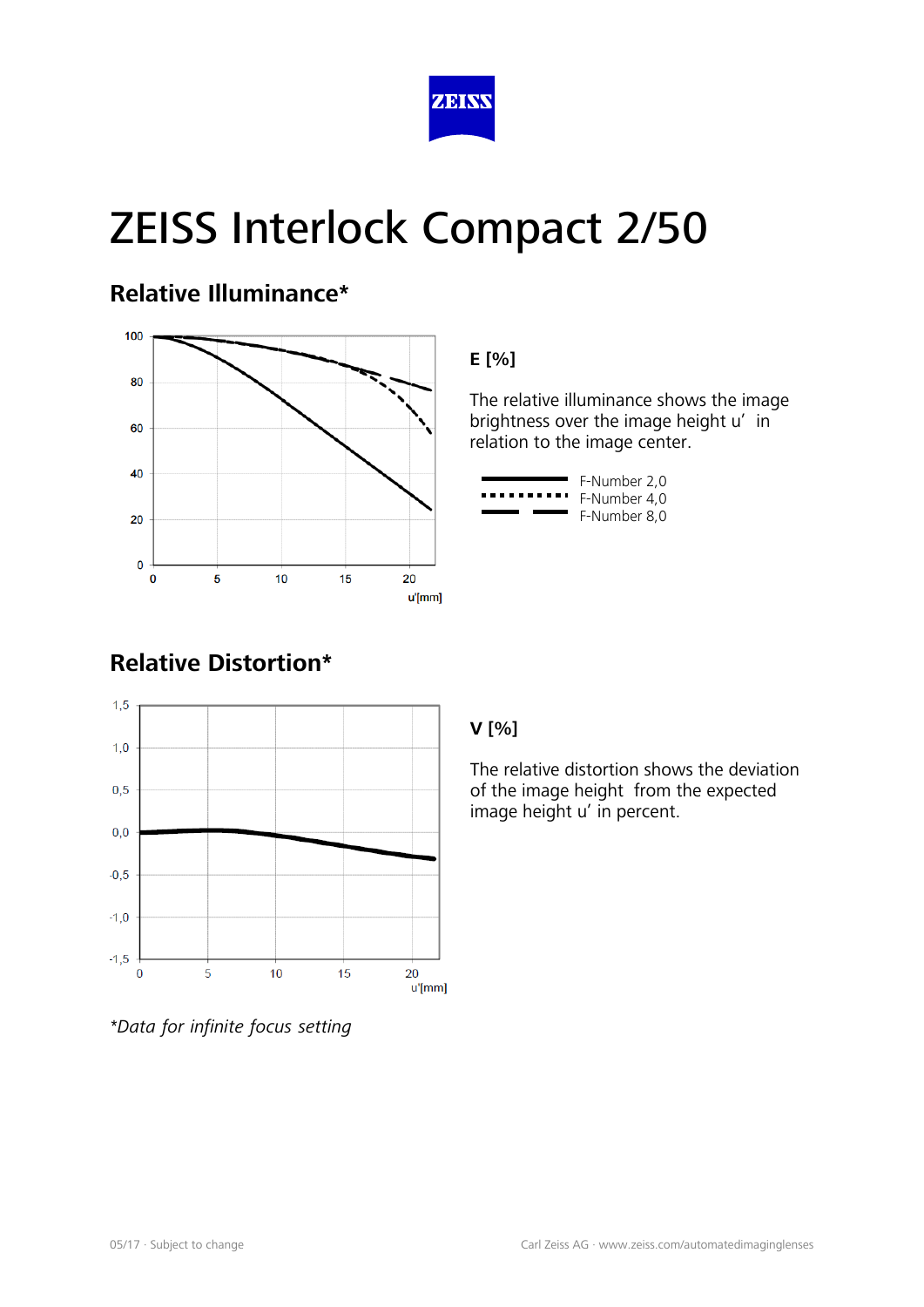# ZEISS Interlock Compact 2/50

## Relative Illuminance*

**E [%]**

The relative illuminance shows the image brightness over the image height u' in relation to the image center.

- F-Number 2,0
- F-Number 4,0
- F-Number 8,0

## Relative Distortion*

**V [%]**

The relative distortion shows the deviation of the image height from the expected image height u' in percent.

*Data for infinite focus setting*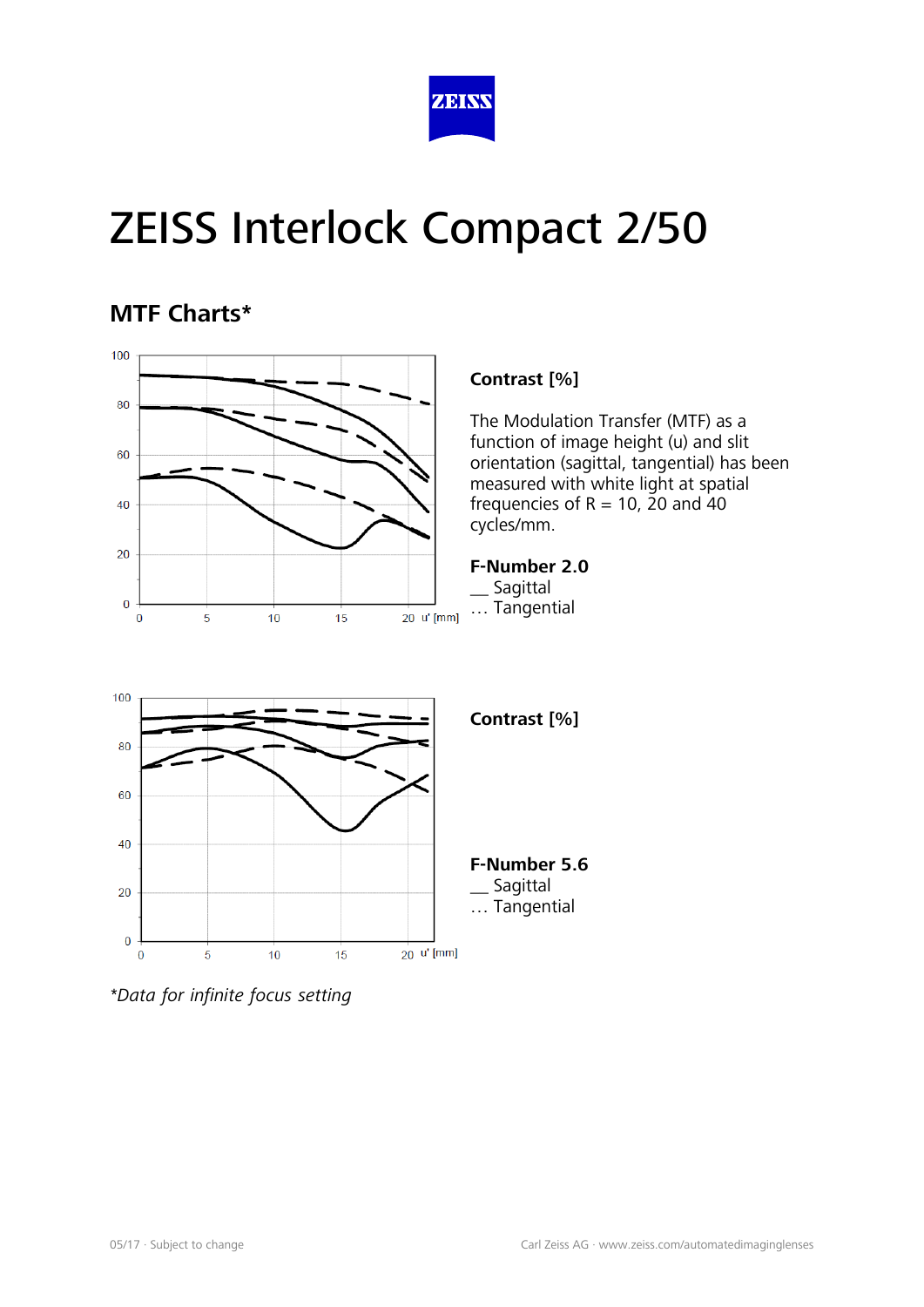# ZEISS Interlock Compact 2/50

## MTF Charts*

**Contrast [%]**

The Modulation Transfer (MTF) as a function of image height (u) and slit orientation (sagittal, tangential) has been measured with white light at spatial frequencies of R = 10, 20 and 40 cycles/mm.

**F-Number 2.0**
__ Sagittal
… Tangential

**Contrast [%]**

**F-Number 5.6**
__ Sagittal
… Tangential

*\*Data for infinite focus setting*

05/17 · Subject to change

Carl Zeiss AG · www.zeiss.com/automatedimaginglenses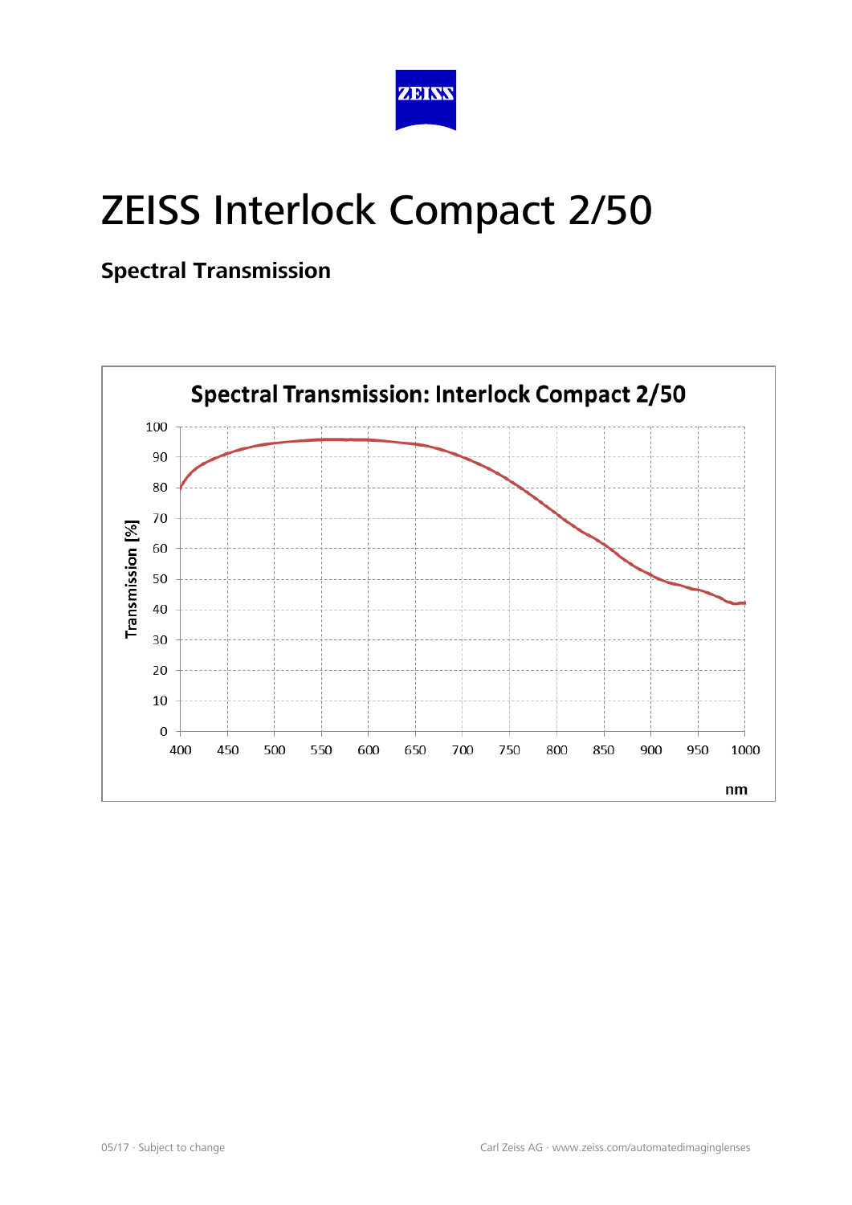# ZEISS Interlock Compact 2/50

## Spectral Transmission

**Spectral Transmission: Interlock Compact 2/50**

Transmission [%]

nm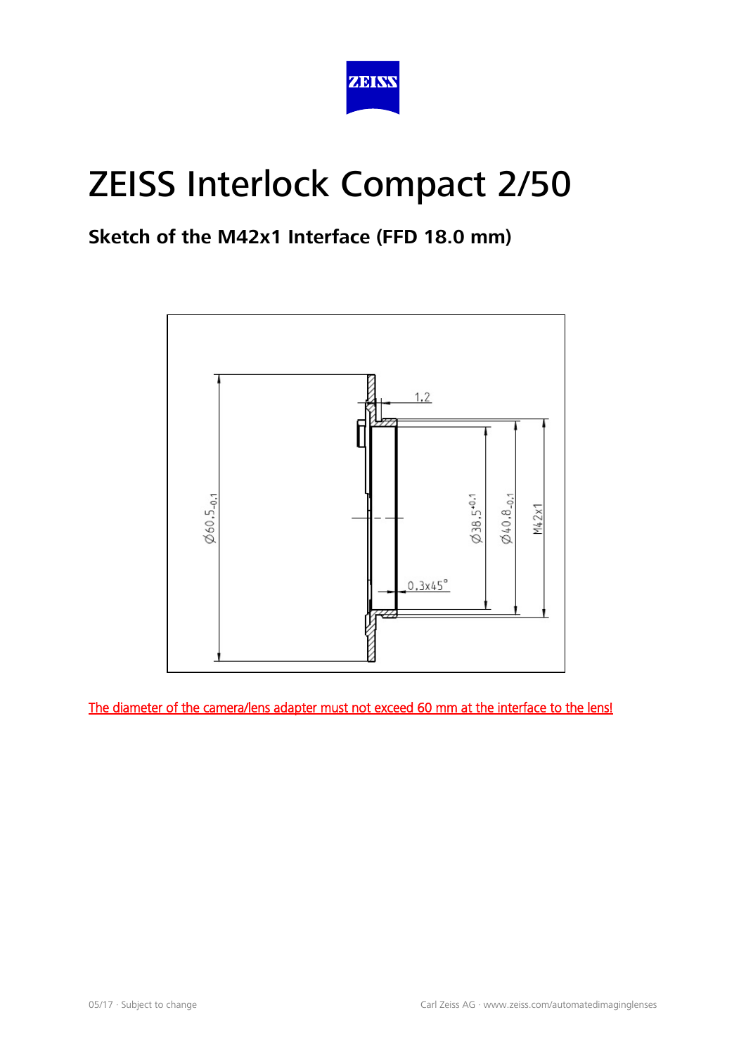# ZEISS Interlock Compact 2/50

## Sketch of the M42x1 Interface (FFD 18.0 mm)

1,2

$\varnothing 60,5_{-0,1}$

$\varnothing 38,5^{+0,1}$

$\varnothing 40,8_{-0,1}$

M42x1

0,3x45°

The diameter of the camera/lens adapter must not exceed 60 mm at the interface to the lens!